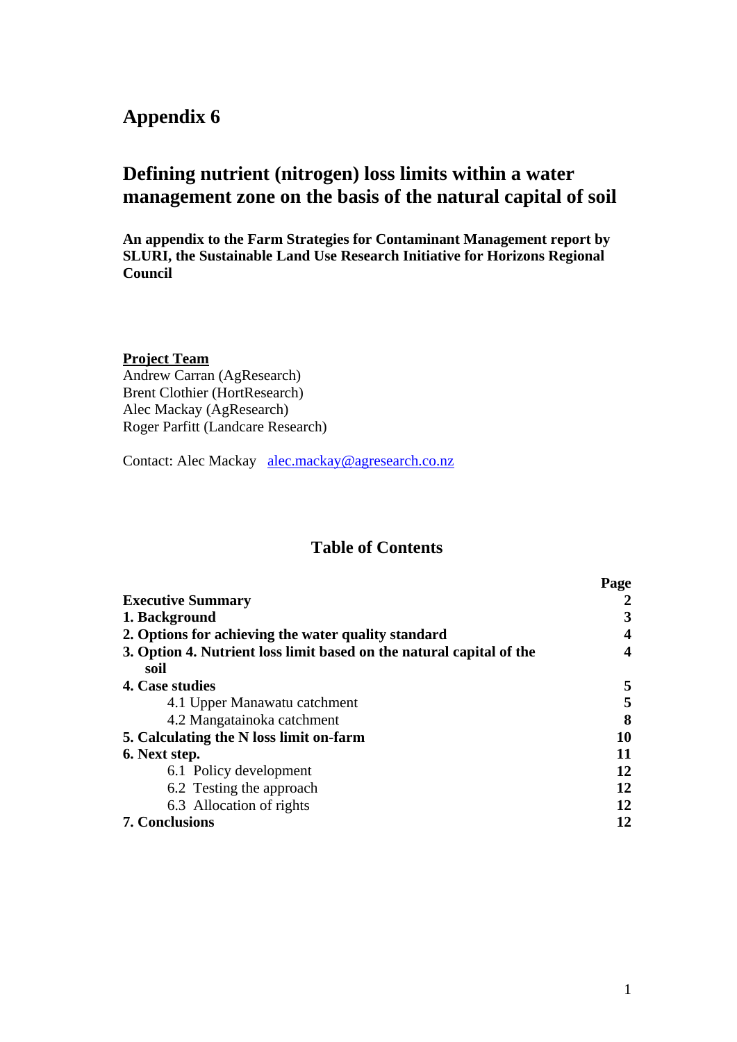# Appendix 6

## Defining nutrient (nitrogen) loss limits within a water management zone on the basis of the natural capital of soil

**An appendix to the Farm Strategies for Contaminant Management report by SLURI, the Sustainable Land Use Research Initiative for Horizons Regional Council**

**<u>Project Team</u>**
Andrew Carran (AgResearch)
Brent Clothier (HortResearch)
Alec Mackay (AgResearch)
Roger Parfitt (Landcare Research)

Contact: Alec Mackay alec.mackay@agresearch.co.nz

## Table of Contents

| | Page |
|---|---|
| **Executive Summary** | **2** |
| **1. Background** | **3** |
| **2. Options for achieving the water quality standard** | **4** |
| **3. Option 4. Nutrient loss limit based on the natural capital of the soil** | **4** |
| **4. Case studies** | **5** |
| 4.1 Upper Manawatu catchment | **5** |
| 4.2 Mangatainoka catchment | **8** |
| **5. Calculating the N loss limit on-farm** | **10** |
| **6. Next step.** | **11** |
| 6.1 Policy development | **12** |
| 6.2 Testing the approach | **12** |
| 6.3 Allocation of rights | **12** |
| **7. Conclusions** | **12** |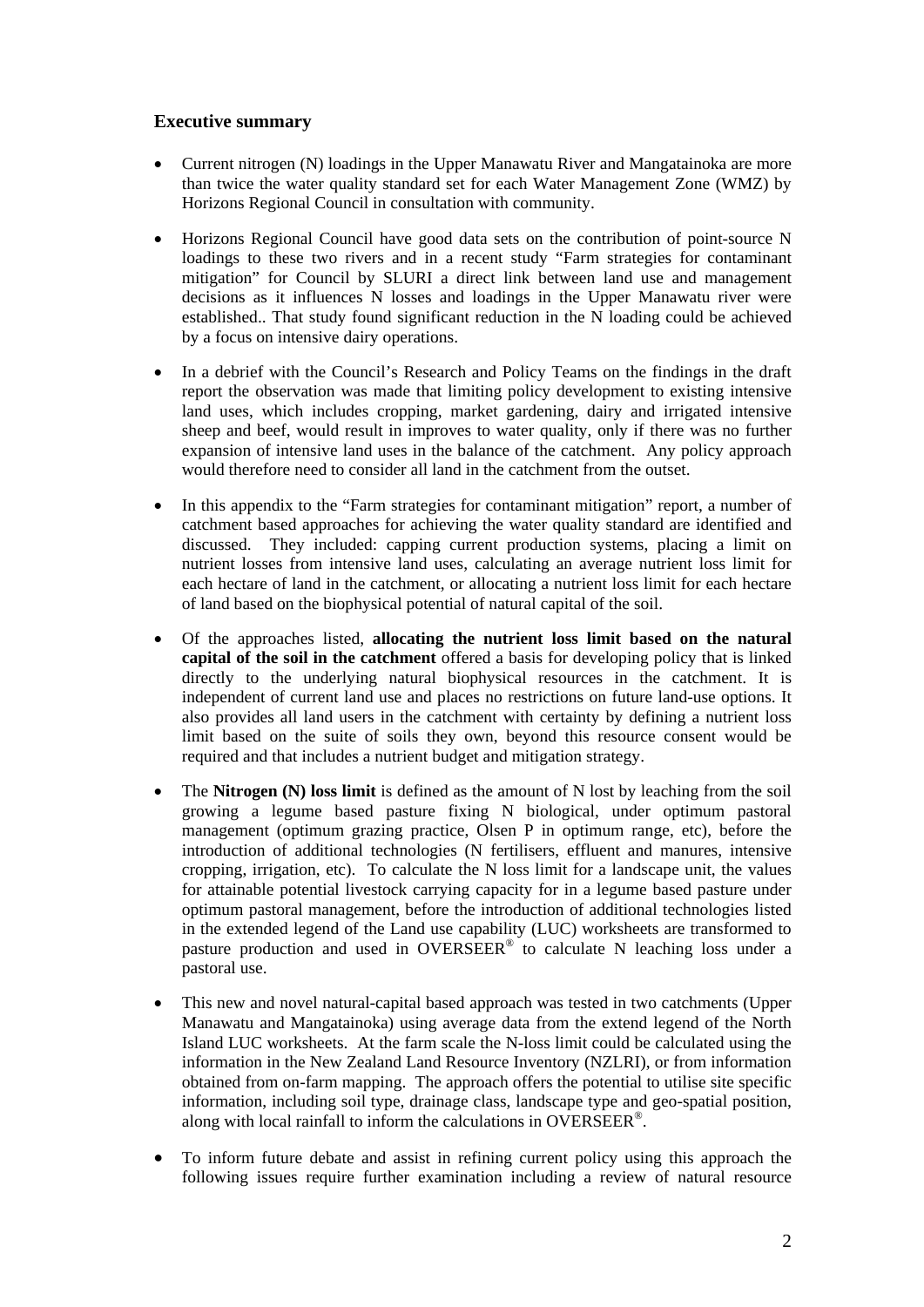### Executive summary

- Current nitrogen (N) loadings in the Upper Manawatu River and Mangatainoka are more than twice the water quality standard set for each Water Management Zone (WMZ) by Horizons Regional Council in consultation with community.

- Horizons Regional Council have good data sets on the contribution of point-source N loadings to these two rivers and in a recent study "Farm strategies for contaminant mitigation" for Council by SLURI a direct link between land use and management decisions as it influences N losses and loadings in the Upper Manawatu river were established.. That study found significant reduction in the N loading could be achieved by a focus on intensive dairy operations.

- In a debrief with the Council's Research and Policy Teams on the findings in the draft report the observation was made that limiting policy development to existing intensive land uses, which includes cropping, market gardening, dairy and irrigated intensive sheep and beef, would result in improves to water quality, only if there was no further expansion of intensive land uses in the balance of the catchment. Any policy approach would therefore need to consider all land in the catchment from the outset.

- In this appendix to the "Farm strategies for contaminant mitigation" report, a number of catchment based approaches for achieving the water quality standard are identified and discussed. They included: capping current production systems, placing a limit on nutrient losses from intensive land uses, calculating an average nutrient loss limit for each hectare of land in the catchment, or allocating a nutrient loss limit for each hectare of land based on the biophysical potential of natural capital of the soil.

- Of the approaches listed, **allocating the nutrient loss limit based on the natural capital of the soil in the catchment** offered a basis for developing policy that is linked directly to the underlying natural biophysical resources in the catchment. It is independent of current land use and places no restrictions on future land-use options. It also provides all land users in the catchment with certainty by defining a nutrient loss limit based on the suite of soils they own, beyond this resource consent would be required and that includes a nutrient budget and mitigation strategy.

- The **Nitrogen (N) loss limit** is defined as the amount of N lost by leaching from the soil growing a legume based pasture fixing N biological, under optimum pastoral management (optimum grazing practice, Olsen P in optimum range, etc), before the introduction of additional technologies (N fertilisers, effluent and manures, intensive cropping, irrigation, etc). To calculate the N loss limit for a landscape unit, the values for attainable potential livestock carrying capacity for in a legume based pasture under optimum pastoral management, before the introduction of additional technologies listed in the extended legend of the Land use capability (LUC) worksheets are transformed to pasture production and used in OVERSEER® to calculate N leaching loss under a pastoral use.

- This new and novel natural-capital based approach was tested in two catchments (Upper Manawatu and Mangatainoka) using average data from the extend legend of the North Island LUC worksheets. At the farm scale the N-loss limit could be calculated using the information in the New Zealand Land Resource Inventory (NZLRI), or from information obtained from on-farm mapping. The approach offers the potential to utilise site specific information, including soil type, drainage class, landscape type and geo-spatial position, along with local rainfall to inform the calculations in OVERSEER®.

- To inform future debate and assist in refining current policy using this approach the following issues require further examination including a review of natural resource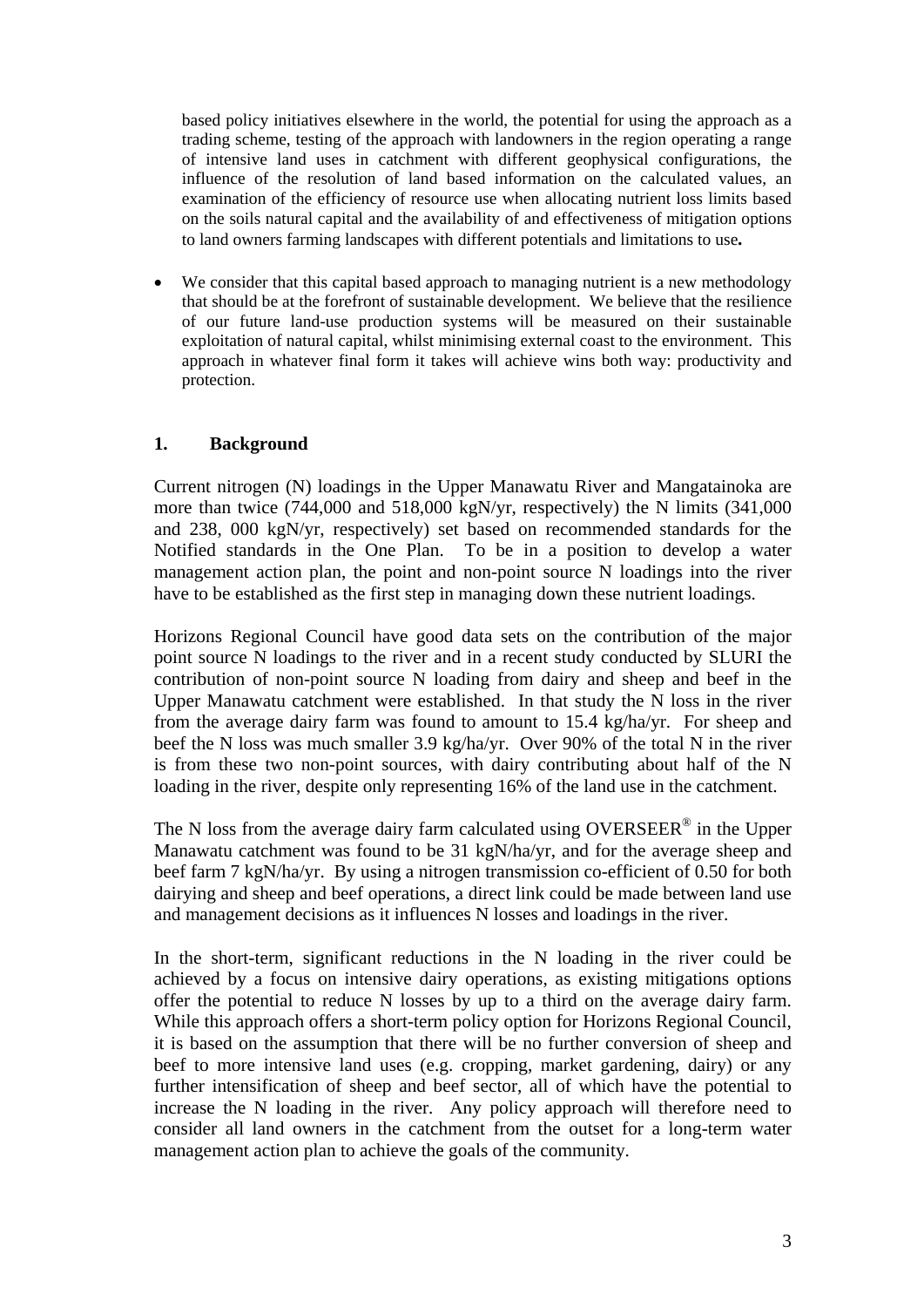based policy initiatives elsewhere in the world, the potential for using the approach as a trading scheme, testing of the approach with landowners in the region operating a range of intensive land uses in catchment with different geophysical configurations, the influence of the resolution of land based information on the calculated values, an examination of the efficiency of resource use when allocating nutrient loss limits based on the soils natural capital and the availability of and effectiveness of mitigation options to land owners farming landscapes with different potentials and limitations to use**.**

- We consider that this capital based approach to managing nutrient is a new methodology that should be at the forefront of sustainable development. We believe that the resilience of our future land-use production systems will be measured on their sustainable exploitation of natural capital, whilst minimising external coast to the environment. This approach in whatever final form it takes will achieve wins both way: productivity and protection.

## 1. Background

Current nitrogen (N) loadings in the Upper Manawatu River and Mangatainoka are more than twice (744,000 and 518,000 kgN/yr, respectively) the N limits (341,000 and 238, 000 kgN/yr, respectively) set based on recommended standards for the Notified standards in the One Plan. To be in a position to develop a water management action plan, the point and non-point source N loadings into the river have to be established as the first step in managing down these nutrient loadings.

Horizons Regional Council have good data sets on the contribution of the major point source N loadings to the river and in a recent study conducted by SLURI the contribution of non-point source N loading from dairy and sheep and beef in the Upper Manawatu catchment were established. In that study the N loss in the river from the average dairy farm was found to amount to 15.4 kg/ha/yr. For sheep and beef the N loss was much smaller 3.9 kg/ha/yr. Over 90% of the total N in the river is from these two non-point sources, with dairy contributing about half of the N loading in the river, despite only representing 16% of the land use in the catchment.

The N loss from the average dairy farm calculated using OVERSEER® in the Upper Manawatu catchment was found to be 31 kgN/ha/yr, and for the average sheep and beef farm 7 kgN/ha/yr. By using a nitrogen transmission co-efficient of 0.50 for both dairying and sheep and beef operations, a direct link could be made between land use and management decisions as it influences N losses and loadings in the river.

In the short-term, significant reductions in the N loading in the river could be achieved by a focus on intensive dairy operations, as existing mitigations options offer the potential to reduce N losses by up to a third on the average dairy farm. While this approach offers a short-term policy option for Horizons Regional Council, it is based on the assumption that there will be no further conversion of sheep and beef to more intensive land uses (e.g. cropping, market gardening, dairy) or any further intensification of sheep and beef sector, all of which have the potential to increase the N loading in the river. Any policy approach will therefore need to consider all land owners in the catchment from the outset for a long-term water management action plan to achieve the goals of the community.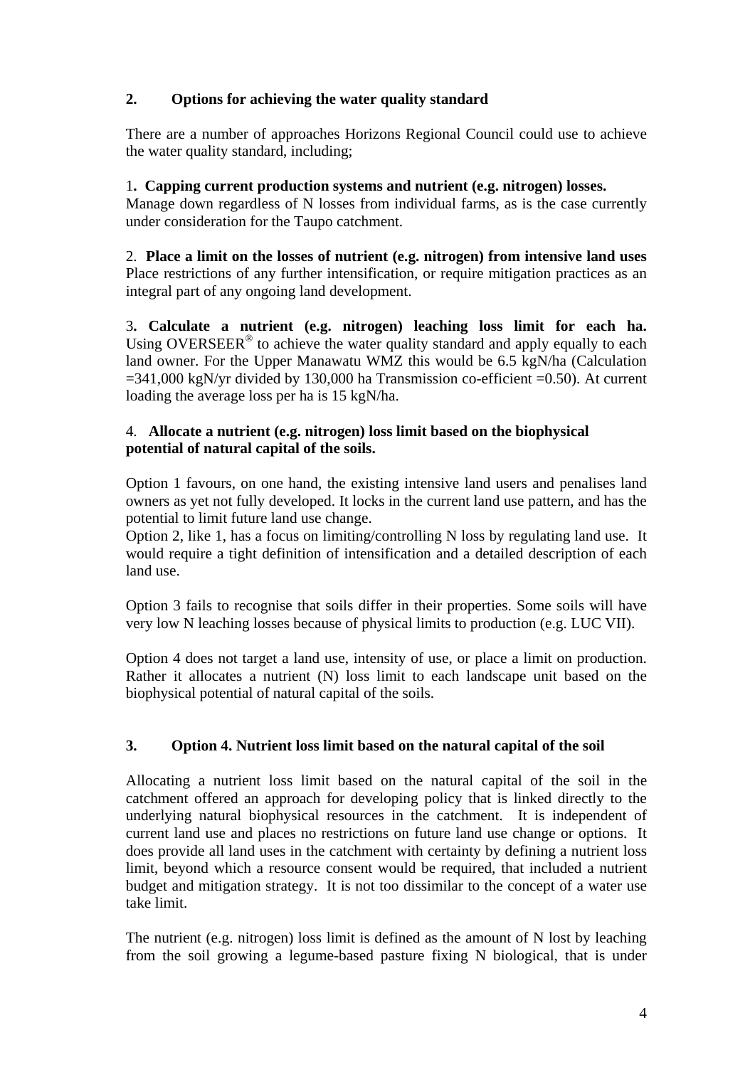## 2. Options for achieving the water quality standard

There are a number of approaches Horizons Regional Council could use to achieve the water quality standard, including;

1. **Capping current production systems and nutrient (e.g. nitrogen) losses.** Manage down regardless of N losses from individual farms, as is the case currently under consideration for the Taupo catchment.

2. **Place a limit on the losses of nutrient (e.g. nitrogen) from intensive land uses** Place restrictions of any further intensification, or require mitigation practices as an integral part of any ongoing land development.

3. **Calculate a nutrient (e.g. nitrogen) leaching loss limit for each ha.** Using OVERSEER® to achieve the water quality standard and apply equally to each land owner. For the Upper Manawatu WMZ this would be 6.5 kgN/ha (Calculation =341,000 kgN/yr divided by 130,000 ha Transmission co-efficient =0.50). At current loading the average loss per ha is 15 kgN/ha.

4. **Allocate a nutrient (e.g. nitrogen) loss limit based on the biophysical potential of natural capital of the soils.**

Option 1 favours, on one hand, the existing intensive land users and penalises land owners as yet not fully developed. It locks in the current land use pattern, and has the potential to limit future land use change.

Option 2, like 1, has a focus on limiting/controlling N loss by regulating land use. It would require a tight definition of intensification and a detailed description of each land use.

Option 3 fails to recognise that soils differ in their properties. Some soils will have very low N leaching losses because of physical limits to production (e.g. LUC VII).

Option 4 does not target a land use, intensity of use, or place a limit on production. Rather it allocates a nutrient (N) loss limit to each landscape unit based on the biophysical potential of natural capital of the soils.

## 3. Option 4. Nutrient loss limit based on the natural capital of the soil

Allocating a nutrient loss limit based on the natural capital of the soil in the catchment offered an approach for developing policy that is linked directly to the underlying natural biophysical resources in the catchment. It is independent of current land use and places no restrictions on future land use change or options. It does provide all land uses in the catchment with certainty by defining a nutrient loss limit, beyond which a resource consent would be required, that included a nutrient budget and mitigation strategy. It is not too dissimilar to the concept of a water use take limit.

The nutrient (e.g. nitrogen) loss limit is defined as the amount of N lost by leaching from the soil growing a legume-based pasture fixing N biological, that is under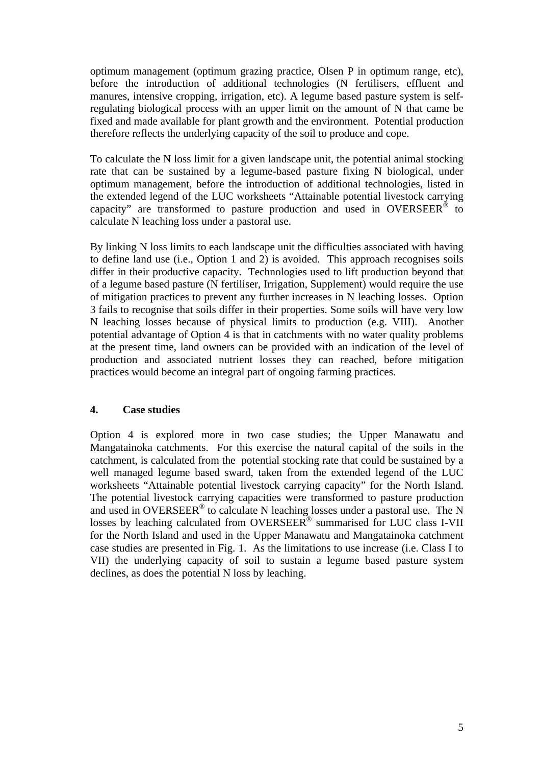optimum management (optimum grazing practice, Olsen P in optimum range, etc), before the introduction of additional technologies (N fertilisers, effluent and manures, intensive cropping, irrigation, etc). A legume based pasture system is self-regulating biological process with an upper limit on the amount of N that came be fixed and made available for plant growth and the environment. Potential production therefore reflects the underlying capacity of the soil to produce and cope.

To calculate the N loss limit for a given landscape unit, the potential animal stocking rate that can be sustained by a legume-based pasture fixing N biological, under optimum management, before the introduction of additional technologies, listed in the extended legend of the LUC worksheets "Attainable potential livestock carrying capacity" are transformed to pasture production and used in OVERSEER® to calculate N leaching loss under a pastoral use.

By linking N loss limits to each landscape unit the difficulties associated with having to define land use (i.e., Option 1 and 2) is avoided. This approach recognises soils differ in their productive capacity. Technologies used to lift production beyond that of a legume based pasture (N fertiliser, Irrigation, Supplement) would require the use of mitigation practices to prevent any further increases in N leaching losses. Option 3 fails to recognise that soils differ in their properties. Some soils will have very low N leaching losses because of physical limits to production (e.g. VIII). Another potential advantage of Option 4 is that in catchments with no water quality problems at the present time, land owners can be provided with an indication of the level of production and associated nutrient losses they can reached, before mitigation practices would become an integral part of ongoing farming practices.

## 4. Case studies

Option 4 is explored more in two case studies; the Upper Manawatu and Mangatainoka catchments. For this exercise the natural capital of the soils in the catchment, is calculated from the potential stocking rate that could be sustained by a well managed legume based sward, taken from the extended legend of the LUC worksheets "Attainable potential livestock carrying capacity" for the North Island. The potential livestock carrying capacities were transformed to pasture production and used in OVERSEER® to calculate N leaching losses under a pastoral use. The N losses by leaching calculated from OVERSEER® summarised for LUC class I-VII for the North Island and used in the Upper Manawatu and Mangatainoka catchment case studies are presented in Fig. 1. As the limitations to use increase (i.e. Class I to VII) the underlying capacity of soil to sustain a legume based pasture system declines, as does the potential N loss by leaching.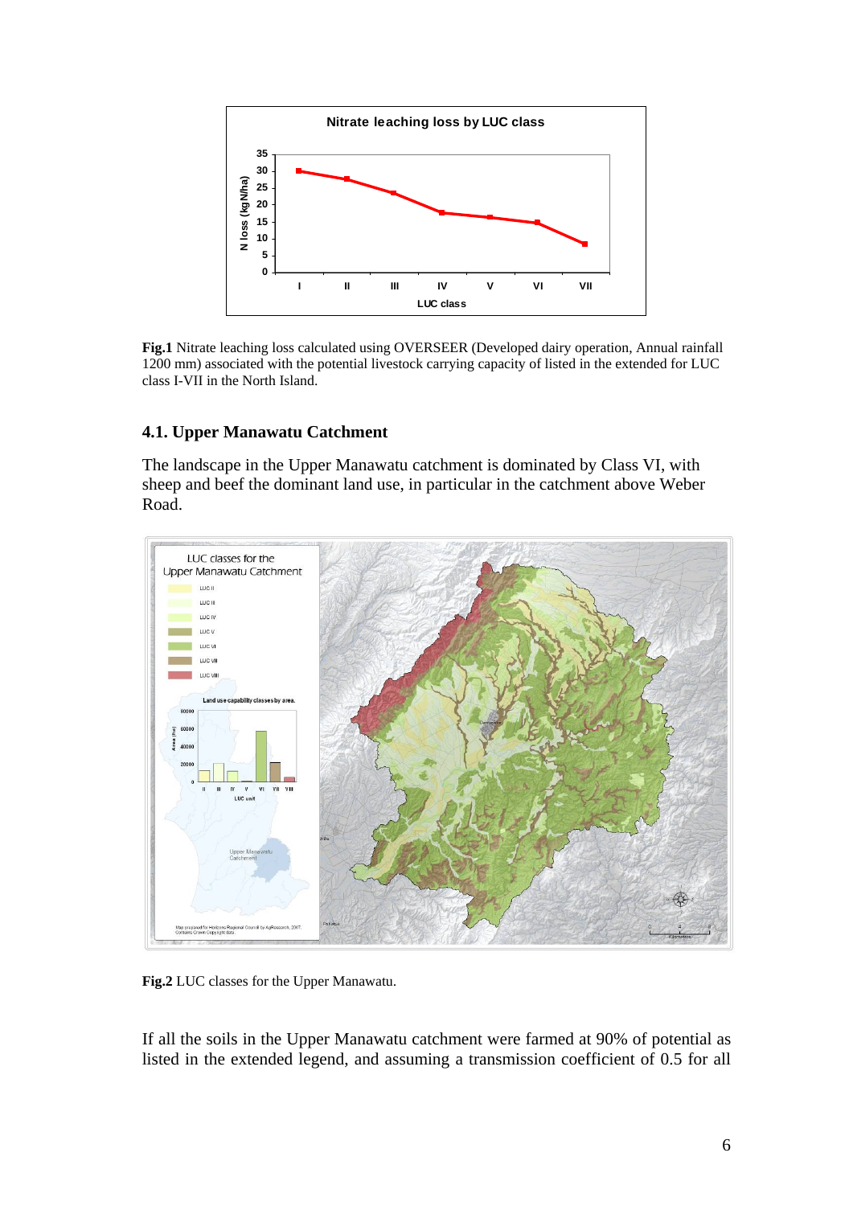**Fig.1** Nitrate leaching loss calculated using OVERSEER (Developed dairy operation, Annual rainfall 1200 mm) associated with the potential livestock carrying capacity of listed in the extended for LUC class I-VII in the North Island.

### 4.1. Upper Manawatu Catchment

The landscape in the Upper Manawatu catchment is dominated by Class VI, with sheep and beef the dominant land use, in particular in the catchment above Weber Road.

**Fig.2** LUC classes for the Upper Manawatu.

If all the soils in the Upper Manawatu catchment were farmed at 90% of potential as listed in the extended legend, and assuming a transmission coefficient of 0.5 for all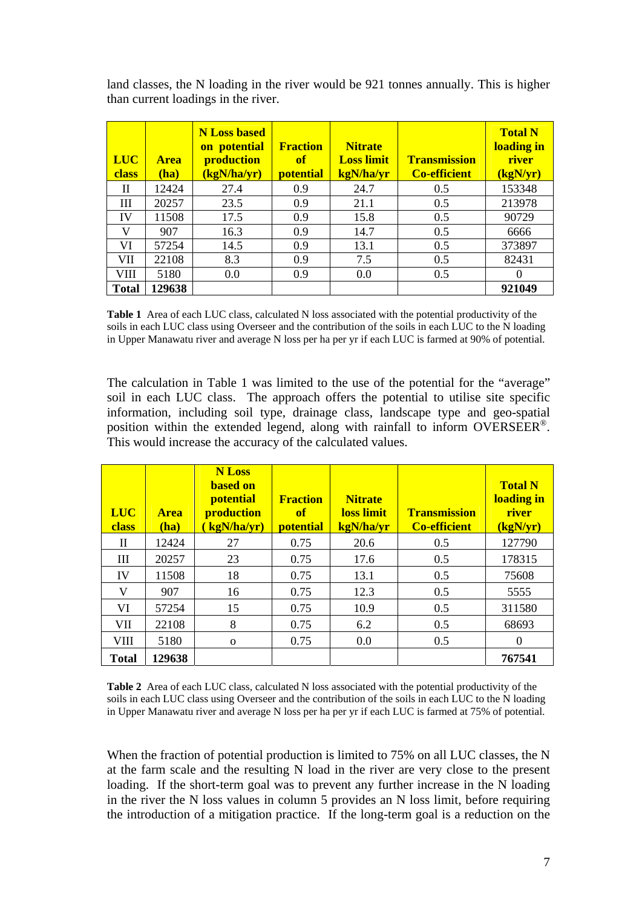land classes, the N loading in the river would be 921 tonnes annually. This is higher than current loadings in the river.

| LUC class | Area (ha) | N Loss based on potential production (kgN/ha/yr) | Fraction of potential | Nitrate Loss limit kgN/ha/yr | Transmission Co-efficient | Total N loading in river (kgN/yr) |
|---|---|---|---|---|---|---|
| II | 12424 | 27.4 | 0.9 | 24.7 | 0.5 | 153348 |
| III | 20257 | 23.5 | 0.9 | 21.1 | 0.5 | 213978 |
| IV | 11508 | 17.5 | 0.9 | 15.8 | 0.5 | 90729 |
| V | 907 | 16.3 | 0.9 | 14.7 | 0.5 | 6666 |
| VI | 57254 | 14.5 | 0.9 | 13.1 | 0.5 | 373897 |
| VII | 22108 | 8.3 | 0.9 | 7.5 | 0.5 | 82431 |
| VIII | 5180 | 0.0 | 0.9 | 0.0 | 0.5 | 0 |
| **Total** | **129638** | | | | | **921049** |

**Table 1** Area of each LUC class, calculated N loss associated with the potential productivity of the soils in each LUC class using Overseer and the contribution of the soils in each LUC to the N loading in Upper Manawatu river and average N loss per ha per yr if each LUC is farmed at 90% of potential.

The calculation in Table 1 was limited to the use of the potential for the "average" soil in each LUC class. The approach offers the potential to utilise site specific information, including soil type, drainage class, landscape type and geo-spatial position within the extended legend, along with rainfall to inform OVERSEER®. This would increase the accuracy of the calculated values.

| LUC class | Area (ha) | N Loss based on potential production ( kgN/ha/yr) | Fraction of potential | Nitrate loss limit kgN/ha/yr | Transmission Co-efficient | Total N loading in river (kgN/yr) |
|---|---|---|---|---|---|---|
| II | 12424 | 27 | 0.75 | 20.6 | 0.5 | 127790 |
| III | 20257 | 23 | 0.75 | 17.6 | 0.5 | 178315 |
| IV | 11508 | 18 | 0.75 | 13.1 | 0.5 | 75608 |
| V | 907 | 16 | 0.75 | 12.3 | 0.5 | 5555 |
| VI | 57254 | 15 | 0.75 | 10.9 | 0.5 | 311580 |
| VII | 22108 | 8 | 0.75 | 6.2 | 0.5 | 68693 |
| VIII | 5180 | o | 0.75 | 0.0 | 0.5 | 0 |
| **Total** | **129638** | | | | | **767541** |

**Table 2** Area of each LUC class, calculated N loss associated with the potential productivity of the soils in each LUC class using Overseer and the contribution of the soils in each LUC to the N loading in Upper Manawatu river and average N loss per ha per yr if each LUC is farmed at 75% of potential.

When the fraction of potential production is limited to 75% on all LUC classes, the N at the farm scale and the resulting N load in the river are very close to the present loading. If the short-term goal was to prevent any further increase in the N loading in the river the N loss values in column 5 provides an N loss limit, before requiring the introduction of a mitigation practice. If the long-term goal is a reduction on the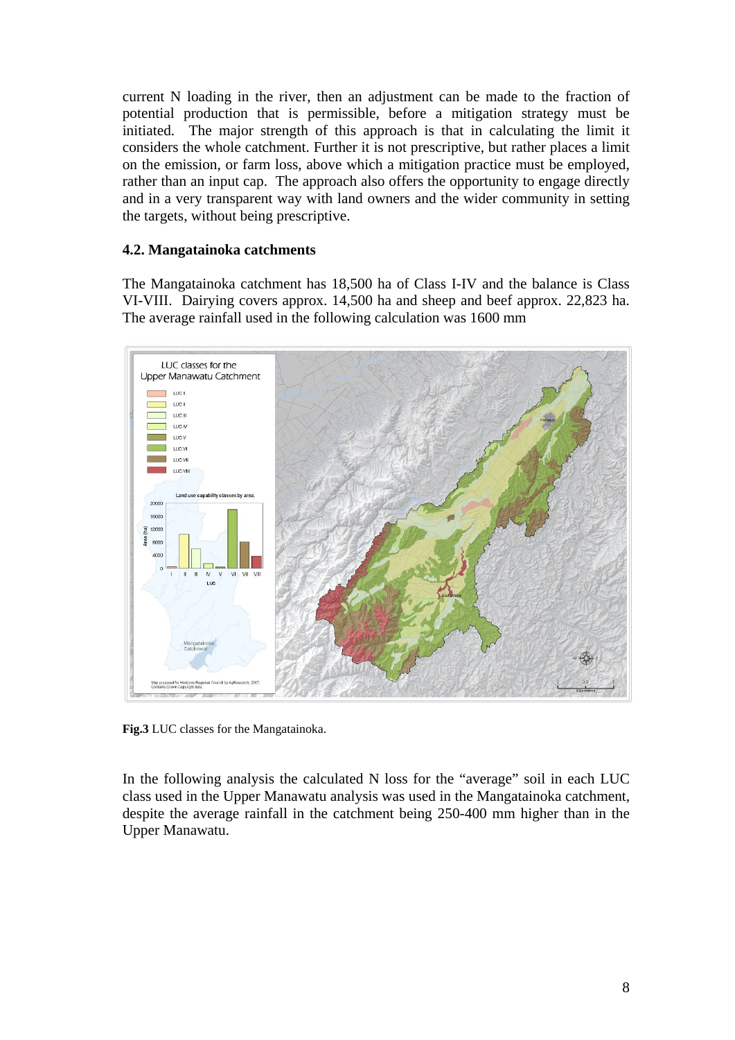current N loading in the river, then an adjustment can be made to the fraction of potential production that is permissible, before a mitigation strategy must be initiated. The major strength of this approach is that in calculating the limit it considers the whole catchment. Further it is not prescriptive, but rather places a limit on the emission, or farm loss, above which a mitigation practice must be employed, rather than an input cap. The approach also offers the opportunity to engage directly and in a very transparent way with land owners and the wider community in setting the targets, without being prescriptive.

### 4.2. Mangatainoka catchments

The Mangatainoka catchment has 18,500 ha of Class I-IV and the balance is Class VI-VIII. Dairying covers approx. 14,500 ha and sheep and beef approx. 22,823 ha. The average rainfall used in the following calculation was 1600 mm

**Fig.3** LUC classes for the Mangatainoka.

In the following analysis the calculated N loss for the "average" soil in each LUC class used in the Upper Manawatu analysis was used in the Mangatainoka catchment, despite the average rainfall in the catchment being 250-400 mm higher than in the Upper Manawatu.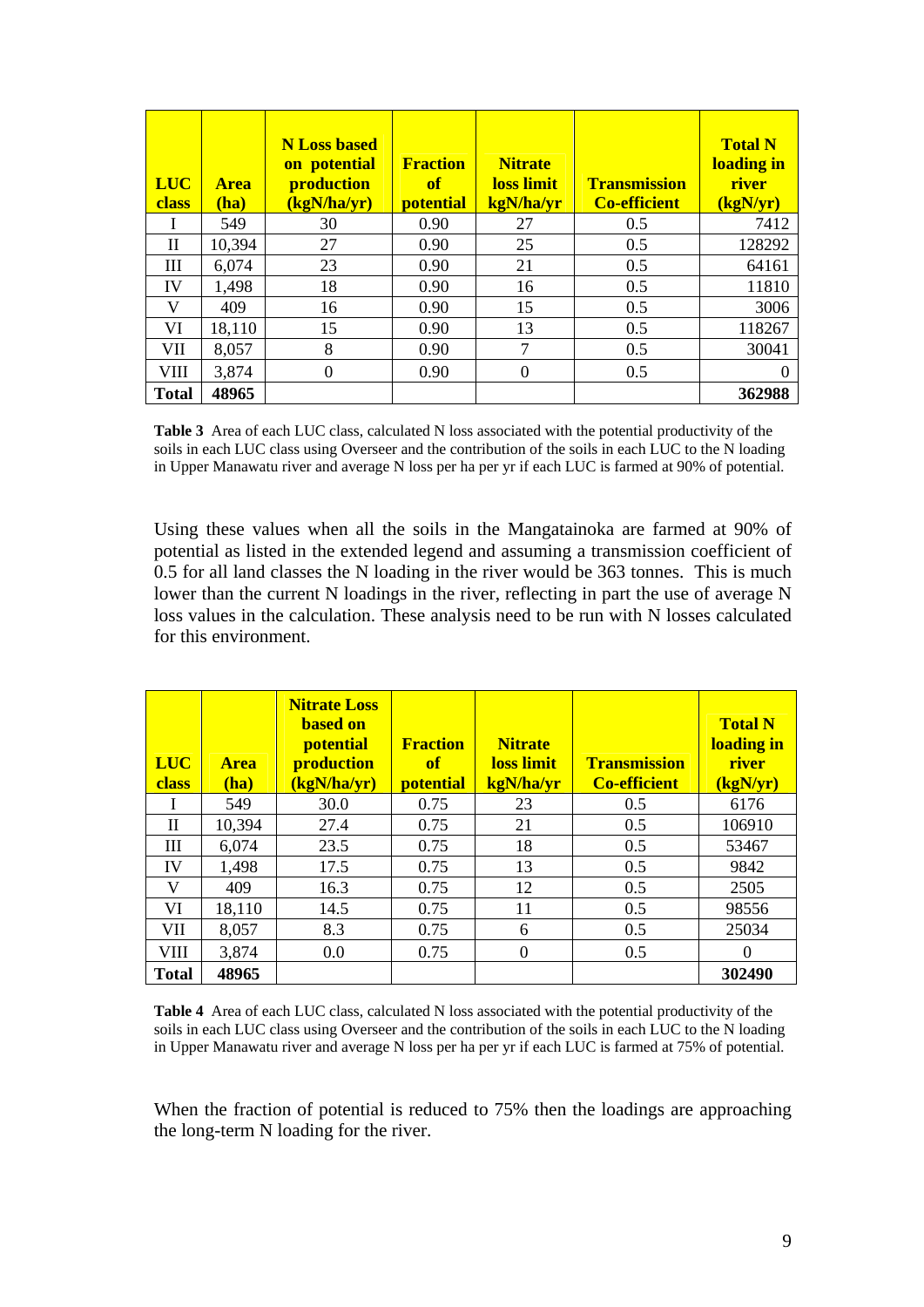| LUC class | Area (ha) | N Loss based on potential production (kgN/ha/yr) | Fraction of potential | Nitrate loss limit kgN/ha/yr | Transmission Co-efficient | Total N loading in river (kgN/yr) |
|---|---|---|---|---|---|---|
| I | 549 | 30 | 0.90 | 27 | 0.5 | 7412 |
| II | 10,394 | 27 | 0.90 | 25 | 0.5 | 128292 |
| III | 6,074 | 23 | 0.90 | 21 | 0.5 | 64161 |
| IV | 1,498 | 18 | 0.90 | 16 | 0.5 | 11810 |
| V | 409 | 16 | 0.90 | 15 | 0.5 | 3006 |
| VI | 18,110 | 15 | 0.90 | 13 | 0.5 | 118267 |
| VII | 8,057 | 8 | 0.90 | 7 | 0.5 | 30041 |
| VIII | 3,874 | 0 | 0.90 | 0 | 0.5 | 0 |
| **Total** | **48965** | | | | | **362988** |

**Table 3** Area of each LUC class, calculated N loss associated with the potential productivity of the soils in each LUC class using Overseer and the contribution of the soils in each LUC to the N loading in Upper Manawatu river and average N loss per ha per yr if each LUC is farmed at 90% of potential.

Using these values when all the soils in the Mangatainoka are farmed at 90% of potential as listed in the extended legend and assuming a transmission coefficient of 0.5 for all land classes the N loading in the river would be 363 tonnes. This is much lower than the current N loadings in the river, reflecting in part the use of average N loss values in the calculation. These analysis need to be run with N losses calculated for this environment.

| LUC class | Area (ha) | Nitrate Loss based on potential production (kgN/ha/yr) | Fraction of potential | Nitrate loss limit kgN/ha/yr | Transmission Co-efficient | Total N loading in river (kgN/yr) |
|---|---|---|---|---|---|---|
| I | 549 | 30.0 | 0.75 | 23 | 0.5 | 6176 |
| II | 10,394 | 27.4 | 0.75 | 21 | 0.5 | 106910 |
| III | 6,074 | 23.5 | 0.75 | 18 | 0.5 | 53467 |
| IV | 1,498 | 17.5 | 0.75 | 13 | 0.5 | 9842 |
| V | 409 | 16.3 | 0.75 | 12 | 0.5 | 2505 |
| VI | 18,110 | 14.5 | 0.75 | 11 | 0.5 | 98556 |
| VII | 8,057 | 8.3 | 0.75 | 6 | 0.5 | 25034 |
| VIII | 3,874 | 0.0 | 0.75 | 0 | 0.5 | 0 |
| **Total** | **48965** | | | | | **302490** |

**Table 4** Area of each LUC class, calculated N loss associated with the potential productivity of the soils in each LUC class using Overseer and the contribution of the soils in each LUC to the N loading in Upper Manawatu river and average N loss per ha per yr if each LUC is farmed at 75% of potential.

When the fraction of potential is reduced to 75% then the loadings are approaching the long-term N loading for the river.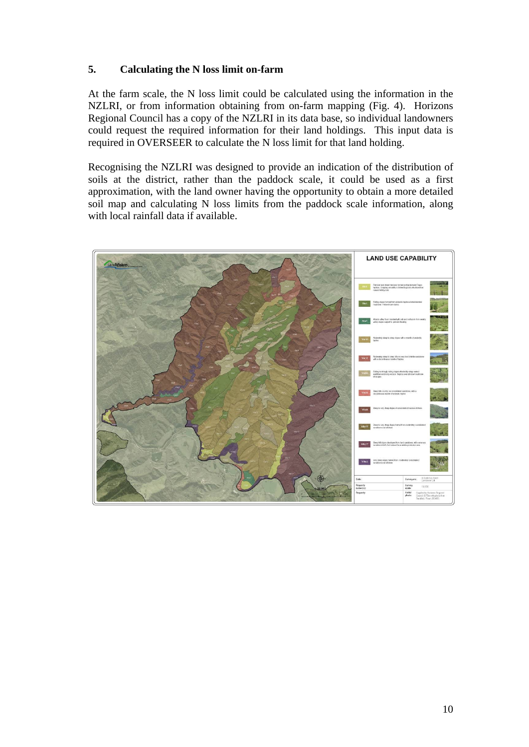## 5. Calculating the N loss limit on-farm

At the farm scale, the N loss limit could be calculated using the information in the NZLRI, or from information obtaining from on-farm mapping (Fig. 4). Horizons Regional Council has a copy of the NZLRI in its data base, so individual landowners could request the required information for their land holdings. This input data is required in OVERSEER to calculate the N loss limit for that land holding.

Recognising the NZLRI was designed to provide an indication of the distribution of soils at the district, rather than the paddock scale, it could be used as a first approximation, with the land owner having the opportunity to obtain a more detailed soil map and calculating N loss limits from the paddock scale information, along with local rainfall data if available.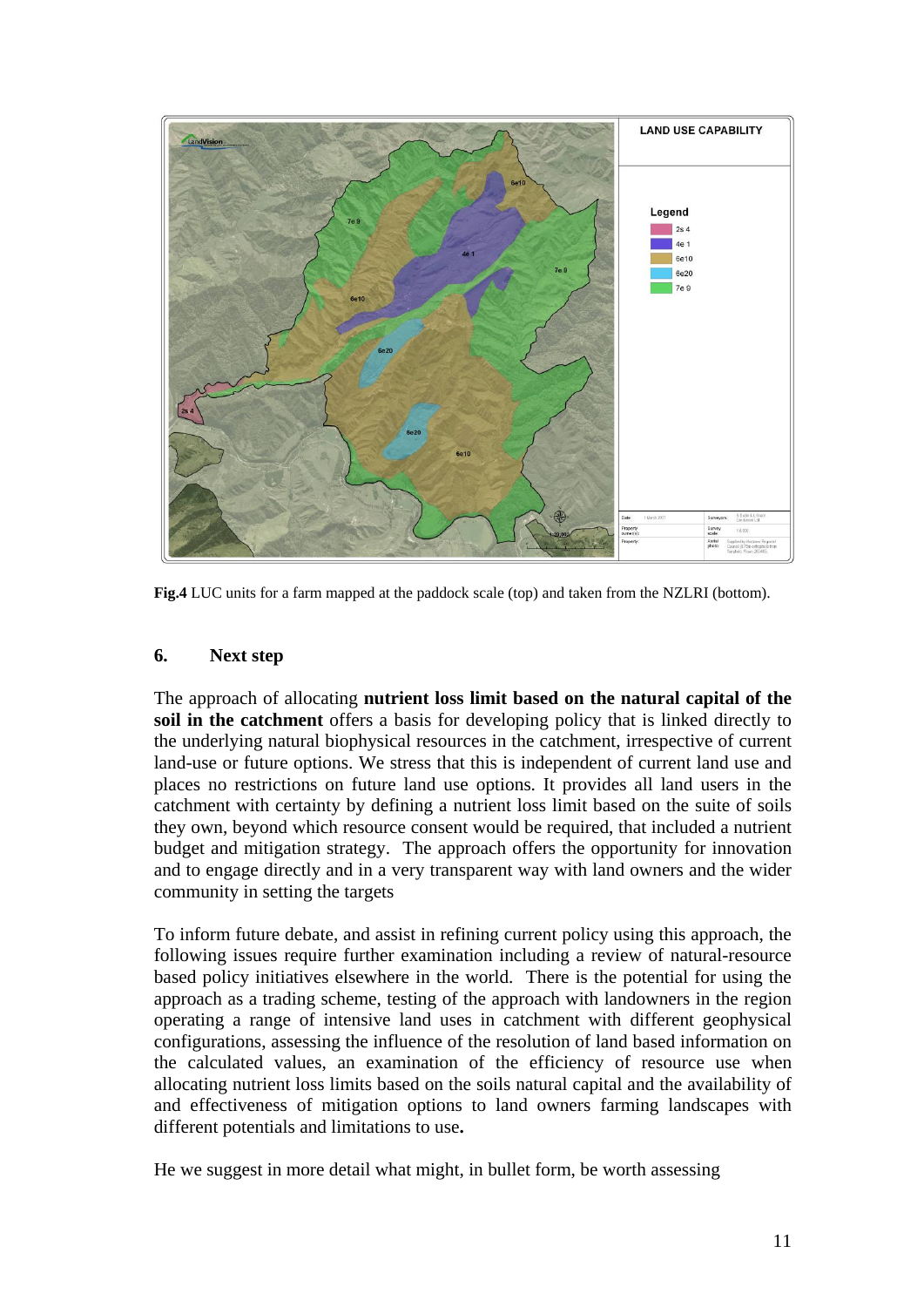**Fig.4** LUC units for a farm mapped at the paddock scale (top) and taken from the NZLRI (bottom).

## 6. Next step

The approach of allocating **nutrient loss limit based on the natural capital of the soil in the catchment** offers a basis for developing policy that is linked directly to the underlying natural biophysical resources in the catchment, irrespective of current land-use or future options. We stress that this is independent of current land use and places no restrictions on future land use options. It provides all land users in the catchment with certainty by defining a nutrient loss limit based on the suite of soils they own, beyond which resource consent would be required, that included a nutrient budget and mitigation strategy. The approach offers the opportunity for innovation and to engage directly and in a very transparent way with land owners and the wider community in setting the targets

To inform future debate, and assist in refining current policy using this approach, the following issues require further examination including a review of natural-resource based policy initiatives elsewhere in the world. There is the potential for using the approach as a trading scheme, testing of the approach with landowners in the region operating a range of intensive land uses in catchment with different geophysical configurations, assessing the influence of the resolution of land based information on the calculated values, an examination of the efficiency of resource use when allocating nutrient loss limits based on the soils natural capital and the availability of and effectiveness of mitigation options to land owners farming landscapes with different potentials and limitations to use**.**

He we suggest in more detail what might, in bullet form, be worth assessing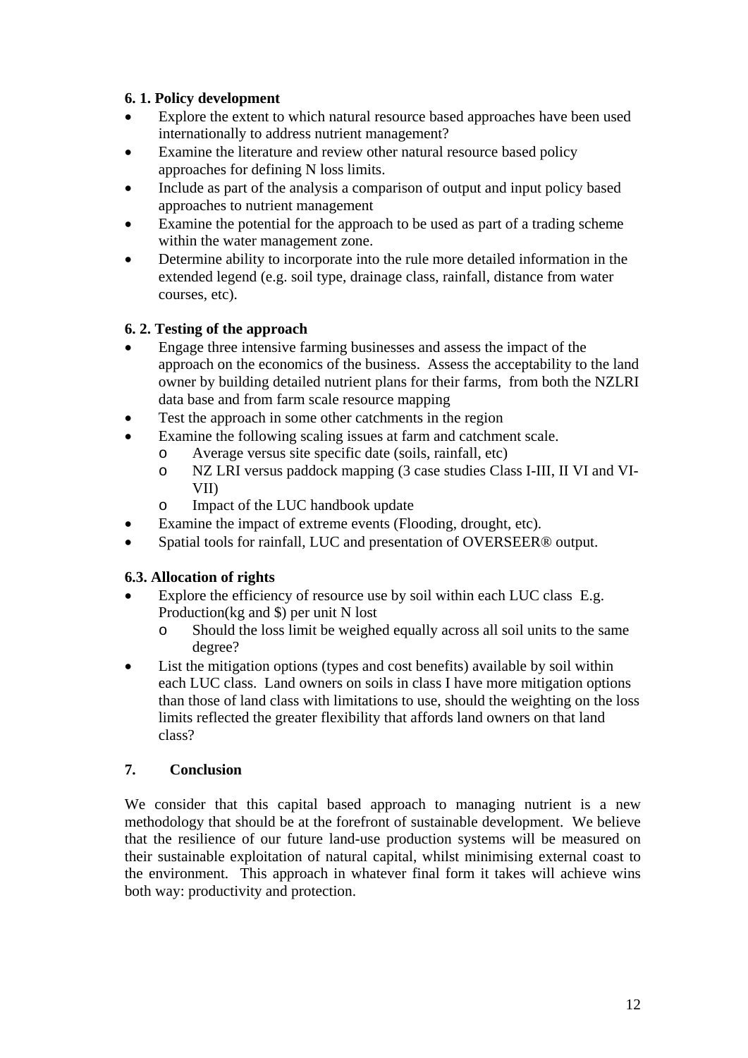### 6. 1. Policy development

- Explore the extent to which natural resource based approaches have been used internationally to address nutrient management?
- Examine the literature and review other natural resource based policy approaches for defining N loss limits.
- Include as part of the analysis a comparison of output and input policy based approaches to nutrient management
- Examine the potential for the approach to be used as part of a trading scheme within the water management zone.
- Determine ability to incorporate into the rule more detailed information in the extended legend (e.g. soil type, drainage class, rainfall, distance from water courses, etc).

### 6. 2. Testing of the approach

- Engage three intensive farming businesses and assess the impact of the approach on the economics of the business. Assess the acceptability to the land owner by building detailed nutrient plans for their farms, from both the NZLRI data base and from farm scale resource mapping
- Test the approach in some other catchments in the region
- Examine the following scaling issues at farm and catchment scale.
  - Average versus site specific date (soils, rainfall, etc)
  - NZ LRI versus paddock mapping (3 case studies Class I-III, II VI and VI-VII)
  - Impact of the LUC handbook update
- Examine the impact of extreme events (Flooding, drought, etc).
- Spatial tools for rainfall, LUC and presentation of OVERSEER® output.

### 6.3. Allocation of rights

- Explore the efficiency of resource use by soil within each LUC class E.g. Production(kg and $) per unit N lost
  - Should the loss limit be weighed equally across all soil units to the same degree?
- List the mitigation options (types and cost benefits) available by soil within each LUC class. Land owners on soils in class I have more mitigation options than those of land class with limitations to use, should the weighting on the loss limits reflected the greater flexibility that affords land owners on that land class?

## 7. Conclusion

We consider that this capital based approach to managing nutrient is a new methodology that should be at the forefront of sustainable development. We believe that the resilience of our future land-use production systems will be measured on their sustainable exploitation of natural capital, whilst minimising external coast to the environment. This approach in whatever final form it takes will achieve wins both way: productivity and protection.